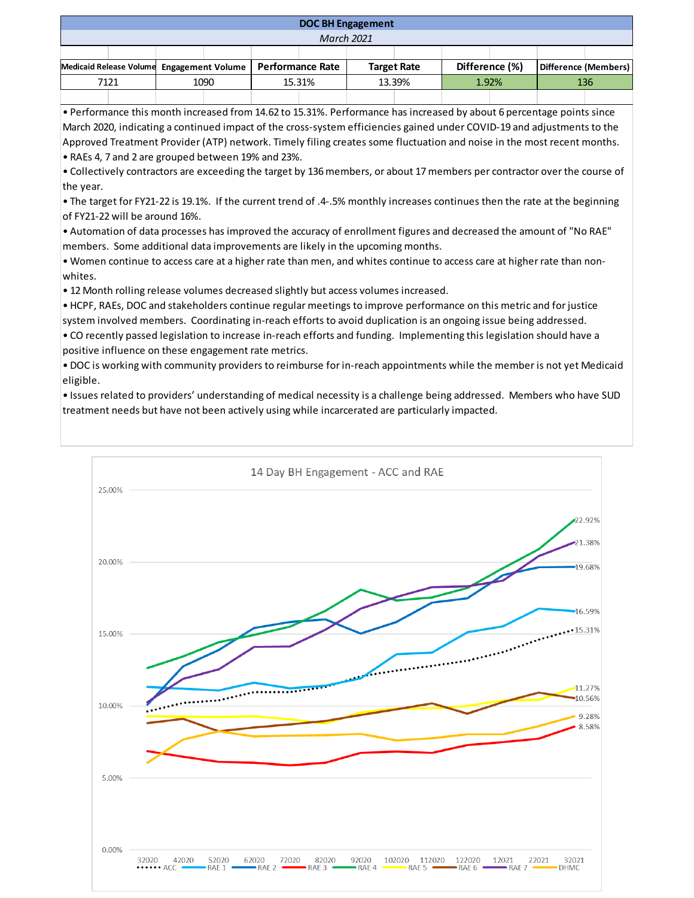## DOC BH Engagement

*March 2021*

| Medicaid Release Volume | Engagement Volume | Performance Rate | Target Rate | Difference (%) | Difference (Members) |
|---|---|---|---|---|---|
| 7121 | 1090 | 15.31% | 13.39% | 1.92% | 136 |

- Performance this month increased from 14.62 to 15.31%. Performance has increased by about 6 percentage points since March 2020, indicating a continued impact of the cross-system efficiencies gained under COVID-19 and adjustments to the Approved Treatment Provider (ATP) network. Timely filing creates some fluctuation and noise in the most recent months.
- RAEs 4, 7 and 2 are grouped between 19% and 23%.
- Collectively contractors are exceeding the target by 136 members, or about 17 members per contractor over the course of the year.
- The target for FY21-22 is 19.1%. If the current trend of .4-.5% monthly increases continues then the rate at the beginning of FY21-22 will be around 16%.
- Automation of data processes has improved the accuracy of enrollment figures and decreased the amount of "No RAE" members. Some additional data improvements are likely in the upcoming months.
- Women continue to access care at a higher rate than men, and whites continue to access care at higher rate than non-whites.
- 12 Month rolling release volumes decreased slightly but access volumes increased.
- HCPF, RAEs, DOC and stakeholders continue regular meetings to improve performance on this metric and for justice system involved members. Coordinating in-reach efforts to avoid duplication is an ongoing issue being addressed.
- CO recently passed legislation to increase in-reach efforts and funding. Implementing this legislation should have a positive influence on these engagement rate metrics.
- DOC is working with community providers to reimburse for in-reach appointments while the member is not yet Medicaid eligible.
- Issues related to providers' understanding of medical necessity is a challenge being addressed. Members who have SUD treatment needs but have not been actively using while incarcerated are particularly impacted.

**14 Day BH Engagement - ACC and RAE**

| Series | 32021 value |
|---|---|
| RAE 4 | 22.92% |
| RAE 7 | 21.38% |
| RAE 2 | 19.68% |
| RAE 1 | 16.59% |
| ACC | 15.31% |
| RAE 5 | 11.27% |
| RAE 6 | 10.56% |
| DHMC | 9.28% |
| RAE 3 | 8.58% |

X-axis: 32020, 42020, 52020, 62020, 72020, 82020, 92020, 102020, 112020, 122020, 12021, 22021, 32021

Legend: ACC, RAE 1, RAE 2, RAE 3, RAE 4, RAE 5, RAE 6, RAE 7, DHMC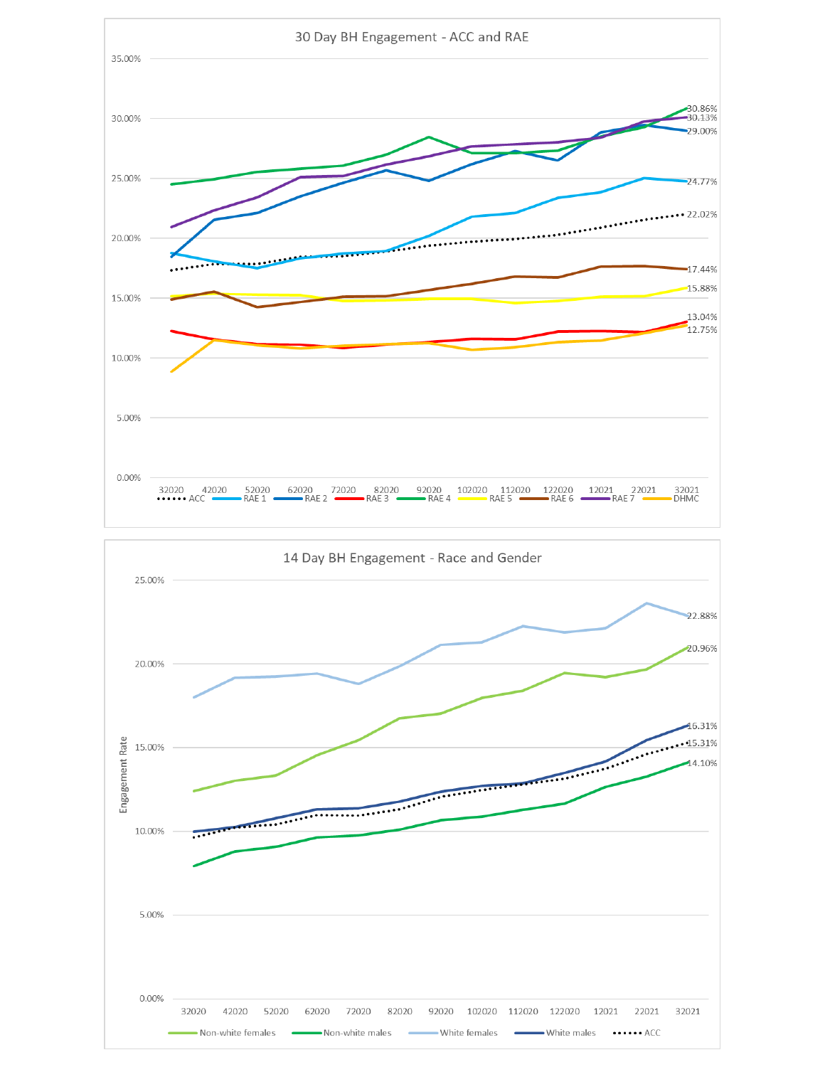30 Day BH Engagement - ACC and RAE

35.00%
30.00%
25.00%
20.00%
15.00%
10.00%
5.00%
0.00%

32020 42020 52020 62020 72020 82020 92020 102020 112020 122020 12021 22021 32021

ACC, RAE 1, RAE 2, RAE 3, RAE 4, RAE 5, RAE 6, RAE 7, DHMC

30.86%
30.13%
29.00%
24.77%
22.02%
17.44%
15.88%
13.04%
12.75%

14 Day BH Engagement - Race and Gender

Engagement Rate

25.00%
20.00%
15.00%
10.00%
5.00%
0.00%

32020 42020 52020 62020 72020 82020 92020 102020 112020 122020 12021 22021 32021

Non-white females, Non-white males, White females, White males, ACC

22.88%
20.96%
16.31%
15.31%
14.10%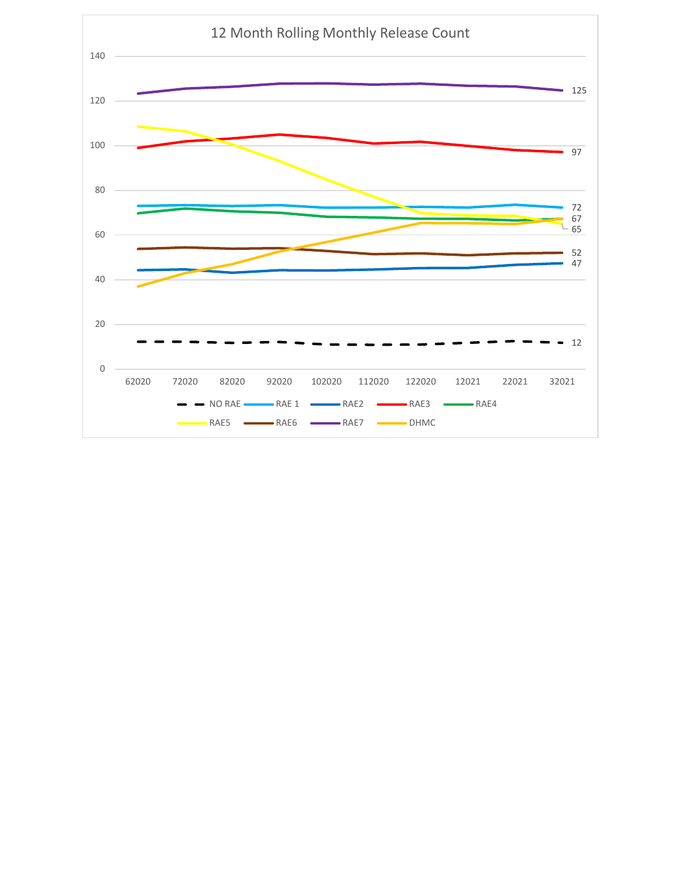12 Month Rolling Monthly Release Count

140
120
100
80
60
40
20
0

62020 72020 82020 92020 102020 112020 122020 12021 22021 32021

125
97
72
67
65
52
47
12

NO RAE, RAE 1, RAE2, RAE3, RAE4, RAE5, RAE6, RAE7, DHMC